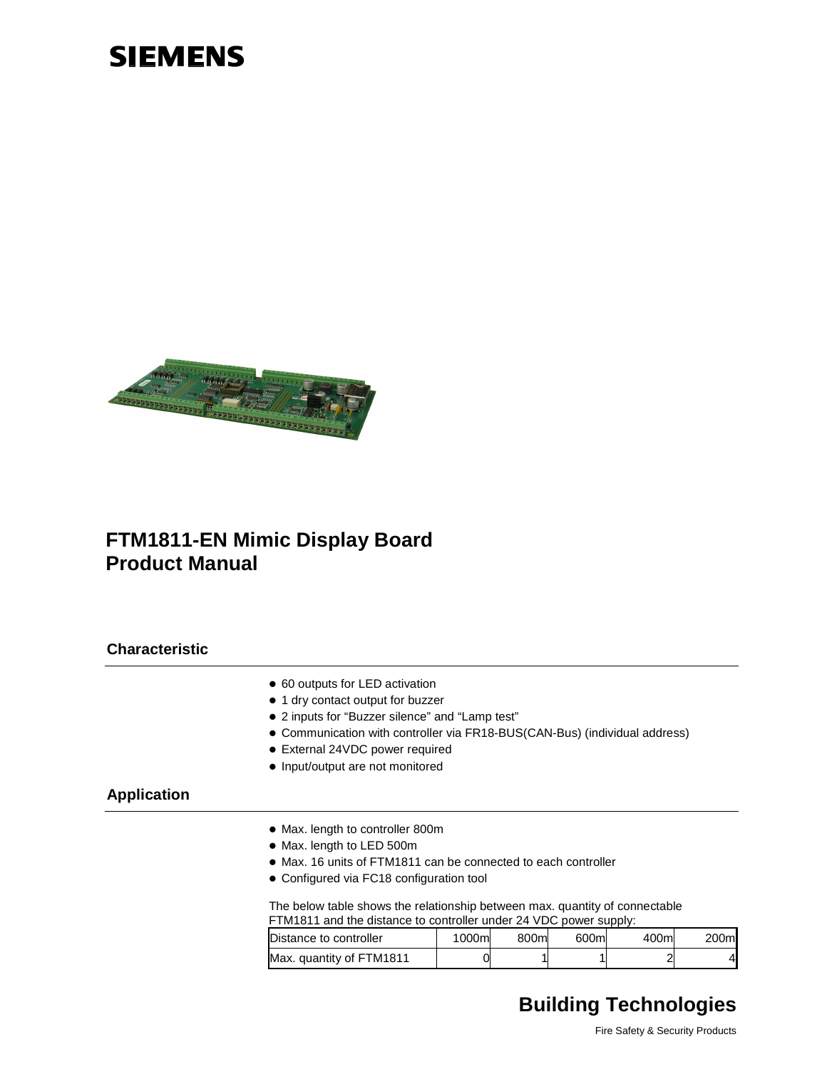SIEMENS

# FTM1811-EN Mimic Display Board
# Product Manual

## Characteristic

- 60 outputs for LED activation
- 1 dry contact output for buzzer
- 2 inputs for “Buzzer silence” and “Lamp test”
- Communication with controller via FR18-BUS(CAN-Bus) (individual address)
- External 24VDC power required
- Input/output are not monitored

## Application

- Max. length to controller 800m
- Max. length to LED 500m
- Max. 16 units of FTM1811 can be connected to each controller
- Configured via FC18 configuration tool

The below table shows the relationship between max. quantity of connectable FTM1811 and the distance to controller under 24 VDC power supply:

| Distance to controller | 1000m | 800m | 600m | 400m | 200m |
|---|---|---|---|---|---|
| Max. quantity of FTM1811 | 0 | 1 | 1 | 2 | 4 |

**Building Technologies**

Fire Safety & Security Products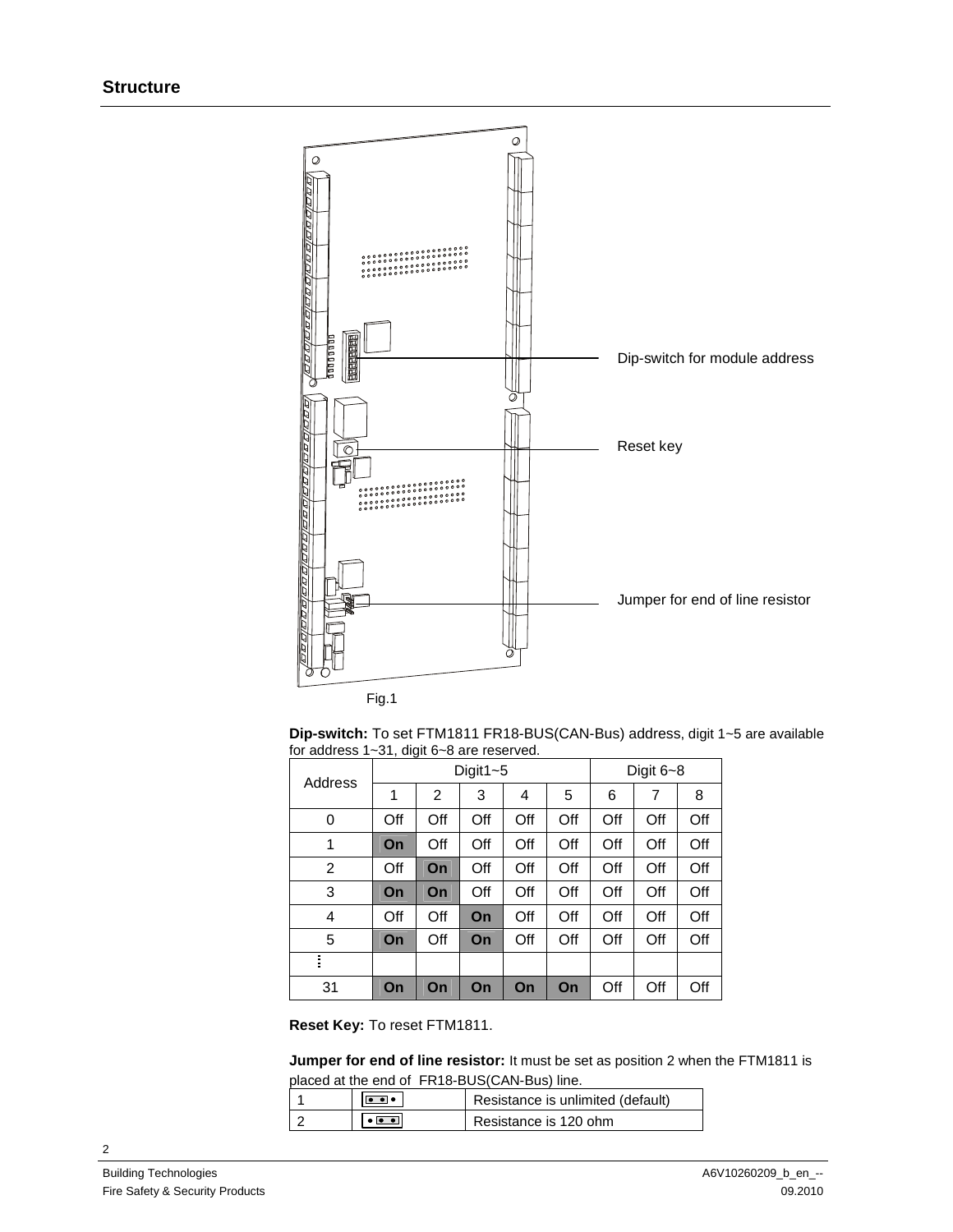## Structure

Dip-switch for module address

Reset key

Jumper for end of line resistor

Fig.1

**Dip-switch:** To set FTM1811 FR18-BUS(CAN-Bus) address, digit 1~5 are available for address 1~31, digit 6~8 are reserved.

| Address | Digit1~5 | | | | | Digit 6~8 | | |
|---|---|---|---|---|---|---|---|---|
| | 1 | 2 | 3 | 4 | 5 | 6 | 7 | 8 |
| 0 | Off | Off | Off | Off | Off | Off | Off | Off |
| 1 | **On** | Off | Off | Off | Off | Off | Off | Off |
| 2 | Off | **On** | Off | Off | Off | Off | Off | Off |
| 3 | **On** | **On** | Off | Off | Off | Off | Off | Off |
| 4 | Off | Off | **On** | Off | Off | Off | Off | Off |
| 5 | **On** | Off | **On** | Off | Off | Off | Off | Off |
| ⋮ | | | | | | | | |
| 31 | **On** | **On** | **On** | **On** | **On** | Off | Off | Off |

**Reset Key:** To reset FTM1811.

**Jumper for end of line resistor:** It must be set as position 2 when the FTM1811 is placed at the end of FR18-BUS(CAN-Bus) line.

| 1 | [• •] • | Resistance is unlimited (default) |
|---|---|---|
| 2 | • [• •] | Resistance is 120 ohm |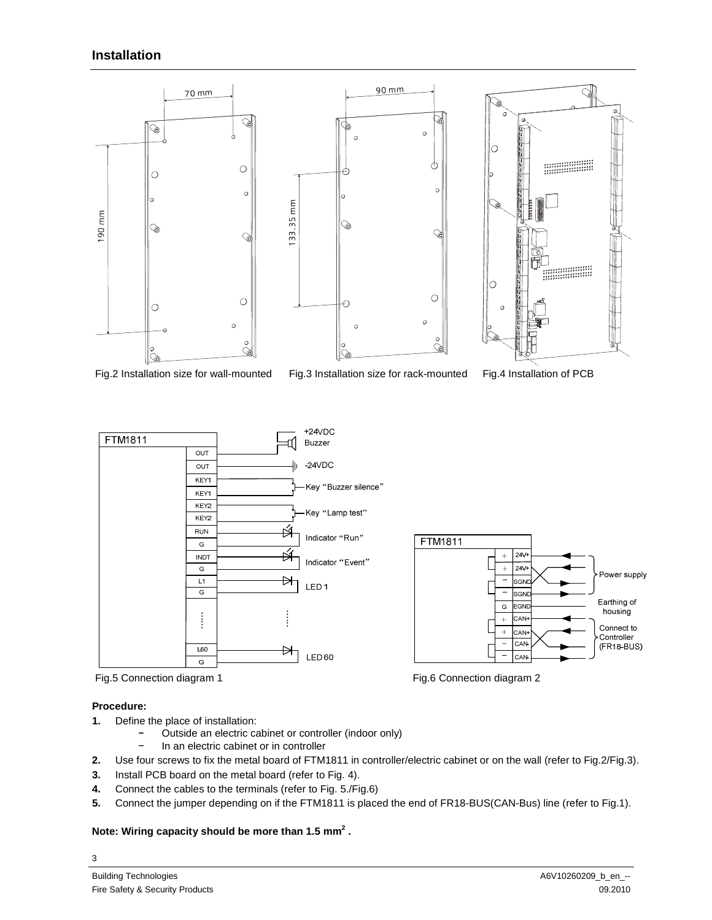## Installation

Fig.2 Installation size for wall-mounted

Fig.3 Installation size for rack-mounted

Fig.4 Installation of PCB

Fig.5 Connection diagram 1

Fig.6 Connection diagram 2

**Procedure:**

1. Define the place of installation:
   - Outside an electric cabinet or controller (indoor only)
   - In an electric cabinet or in controller
2. Use four screws to fix the metal board of FTM1811 in controller/electric cabinet or on the wall (refer to Fig.2/Fig.3).
3. Install PCB board on the metal board (refer to Fig. 4).
4. Connect the cables to the terminals (refer to Fig. 5./Fig.6)
5. Connect the jumper depending on if the FTM1811 is placed the end of FR18-BUS(CAN-Bus) line (refer to Fig.1).

**Note: Wiring capacity should be more than 1.5 mm$^2$ .**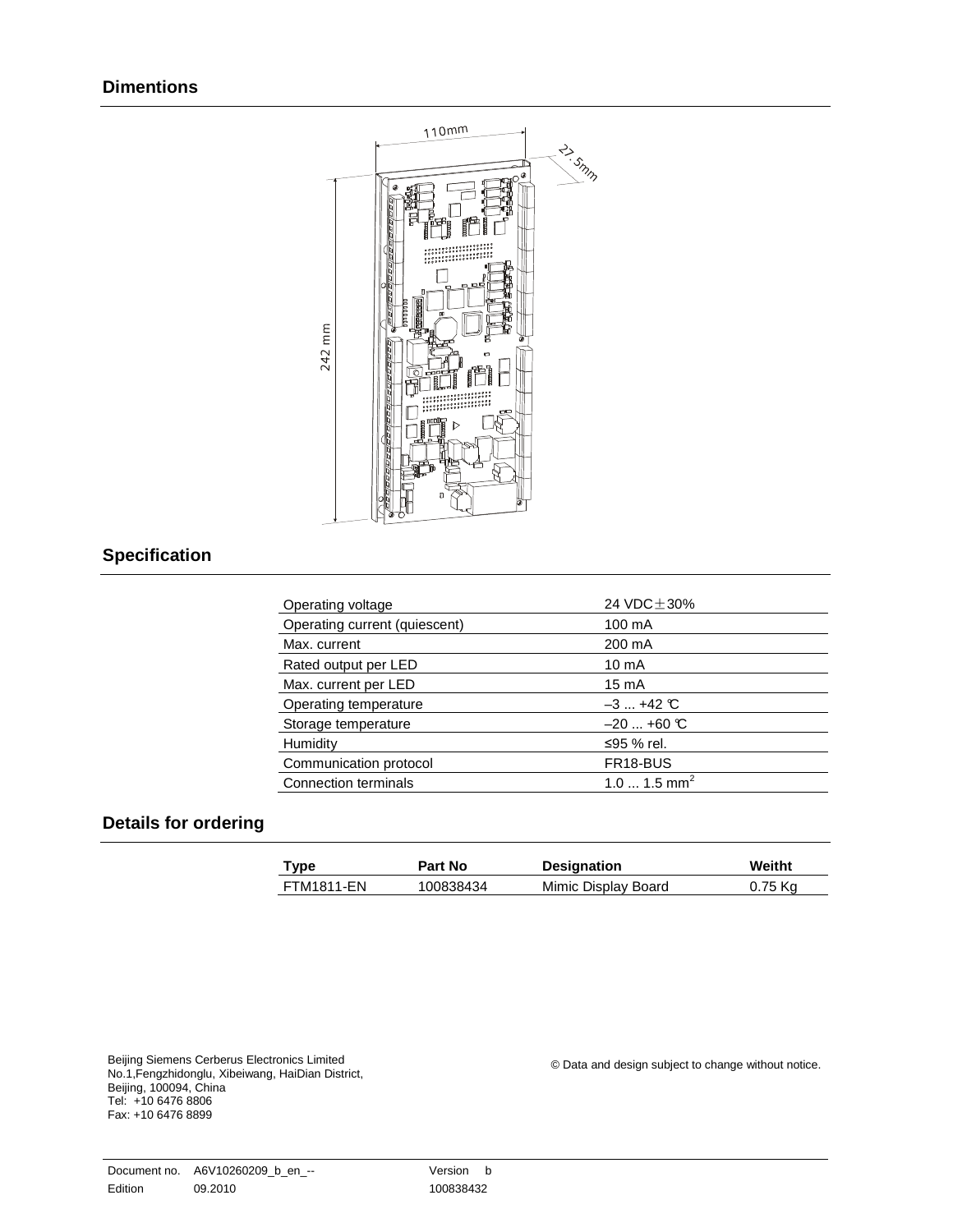## Dimentions

110mm

27.5mm

242 mm

## Specification

| | |
|---|---|
| Operating voltage | 24 VDC ± 30% |
| Operating current (quiescent) | 100 mA |
| Max. current | 200 mA |
| Rated output per LED | 10 mA |
| Max. current per LED | 15 mA |
| Operating temperature | –3 ... +42 ℃ |
| Storage temperature | –20 ... +60 ℃ |
| Humidity | ≤95 % rel. |
| Communication protocol | FR18-BUS |
| Connection terminals | 1.0 ... 1.5 $mm^2$ |

## Details for ordering

| **Type** | **Part No** | **Designation** | **Weitht** |
|---|---|---|---|
| FTM1811-EN | 100838434 | Mimic Display Board | 0.75 Kg |

Beijing Siemens Cerberus Electronics Limited
No.1,Fengzhidonglu, Xibeiwang, HaiDian District,
Beijing, 100094, China
Tel: +10 6476 8806
Fax: +10 6476 8899

© Data and design subject to change without notice.

| | | |
|---|---|---|
| Document no. | A6V10260209_b_en_-- | Version b |
| Edition | 09.2010 | 100838432 |